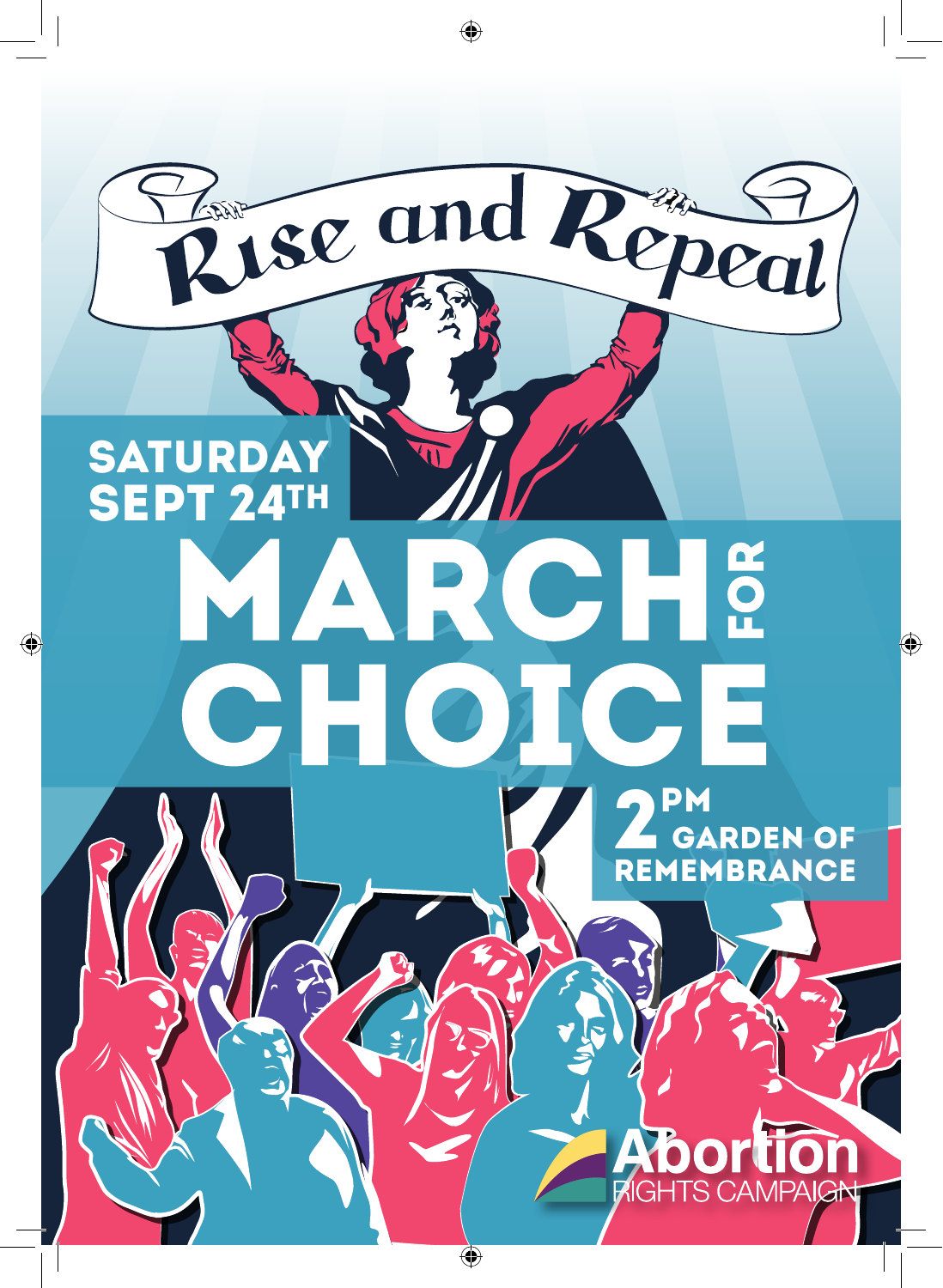# Rise and Repeal

**SATURDAY SEPT 24TH**

# MARCH FOR CHOICE

**2PM GARDEN OF REMEMBRANCE**

Abortion RIGHTS CAMPAIGN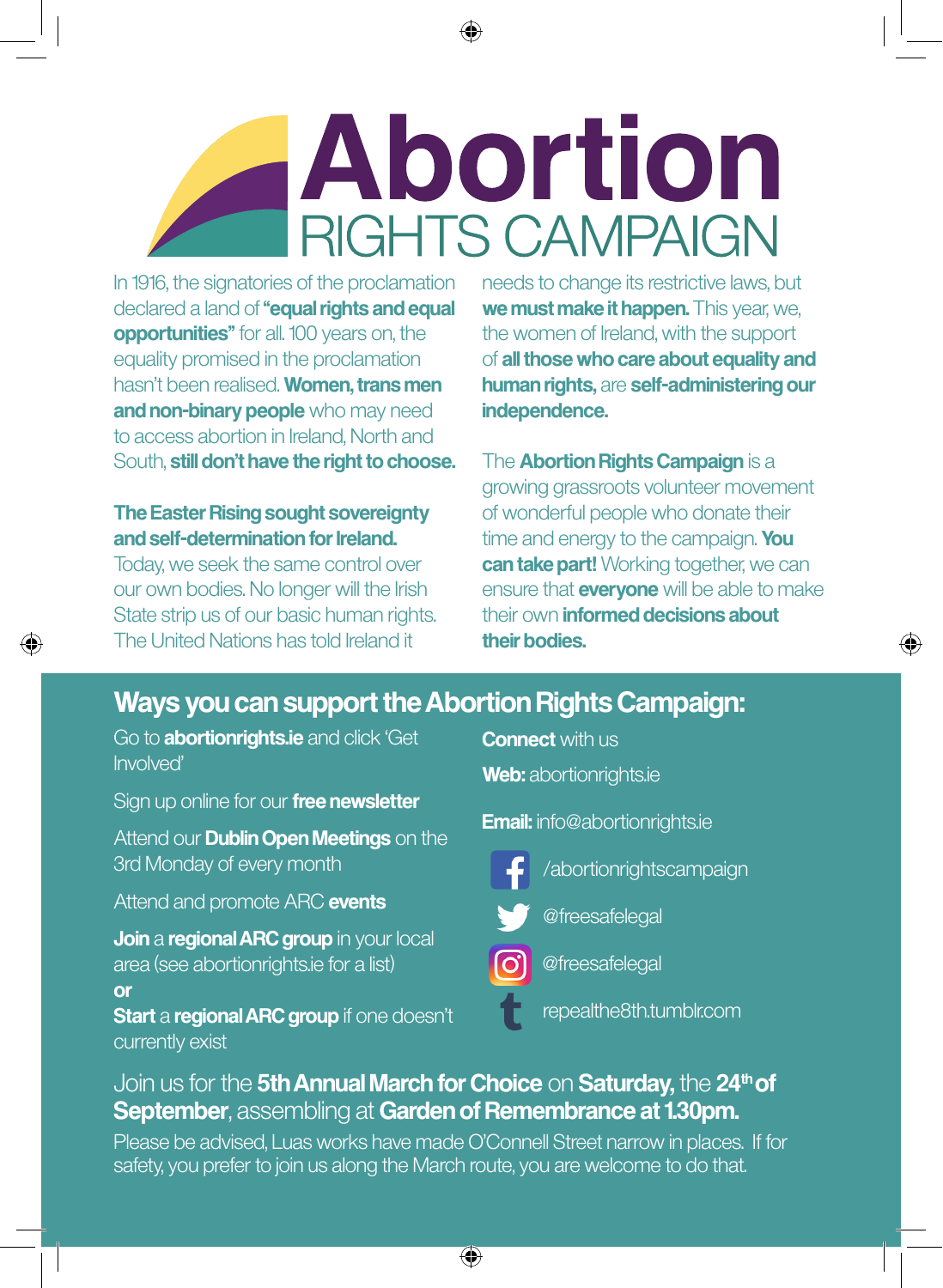# Abortion RIGHTS CAMPAIGN

In 1916, the signatories of the proclamation declared a land of **"equal rights and equal opportunities"** for all. 100 years on, the equality promised in the proclamation hasn't been realised. **Women, trans men and non-binary people** who may need to access abortion in Ireland, North and South, **still don't have the right to choose.**

**The Easter Rising sought sovereignty and self-determination for Ireland.** Today, we seek the same control over our own bodies. No longer will the Irish State strip us of our basic human rights. The United Nations has told Ireland it needs to change its restrictive laws, but **we must make it happen.** This year, we, the women of Ireland, with the support of **all those who care about equality and human rights,** are **self-administering our independence.**

The **Abortion Rights Campaign** is a growing grassroots volunteer movement of wonderful people who donate their time and energy to the campaign. **You can take part!** Working together, we can ensure that **everyone** will be able to make their own **informed decisions about their bodies.**

## Ways you can support the Abortion Rights Campaign:

Go to **abortionrights.ie** and click 'Get Involved'

Sign up online for our **free newsletter**

Attend our **Dublin Open Meetings** on the 3rd Monday of every month

Attend and promote ARC **events**

**Join** a **regional ARC group** in your local area (see abortionrights.ie for a list)
**or**
**Start** a **regional ARC group** if one doesn't currently exist

**Connect** with us

**Web:** abortionrights.ie

**Email:** info@abortionrights.ie

/abortionrightscampaign

@freesafelegal

@freesafelegal

repealthe8th.tumblr.com

Join us for the **5th Annual March for Choice** on **Saturday,** the **24th of September**, assembling at **Garden of Remembrance at 1.30pm.**

Please be advised, Luas works have made O'Connell Street narrow in places. If for safety, you prefer to join us along the March route, you are welcome to do that.